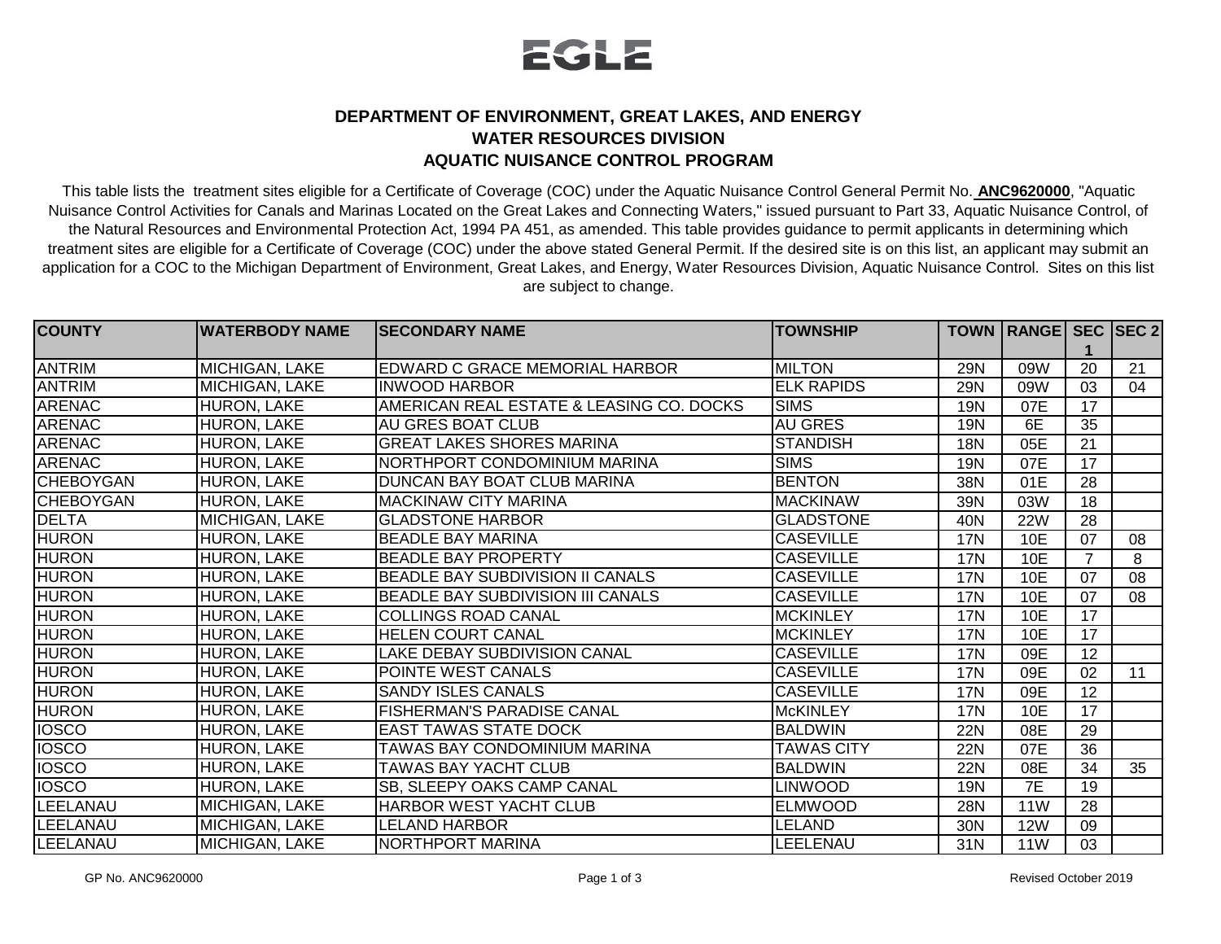EGLE

# DEPARTMENT OF ENVIRONMENT, GREAT LAKES, AND ENERGY
## WATER RESOURCES DIVISION
## AQUATIC NUISANCE CONTROL PROGRAM

This table lists the treatment sites eligible for a Certificate of Coverage (COC) under the Aquatic Nuisance Control General Permit No. **ANC9620000**, "Aquatic Nuisance Control Activities for Canals and Marinas Located on the Great Lakes and Connecting Waters," issued pursuant to Part 33, Aquatic Nuisance Control, of the Natural Resources and Environmental Protection Act, 1994 PA 451, as amended. This table provides guidance to permit applicants in determining which treatment sites are eligible for a Certificate of Coverage (COC) under the above stated General Permit. If the desired site is on this list, an applicant may submit an application for a COC to the Michigan Department of Environment, Great Lakes, and Energy, Water Resources Division, Aquatic Nuisance Control. Sites on this list are subject to change.

| COUNTY | WATERBODY NAME | SECONDARY NAME | TOWNSHIP | TOWN | RANGE | SEC 1 | SEC 2 |
|---|---|---|---|---|---|---|---|
| ANTRIM | MICHIGAN, LAKE | EDWARD C GRACE MEMORIAL HARBOR | MILTON | 29N | 09W | 20 | 21 |
| ANTRIM | MICHIGAN, LAKE | INWOOD HARBOR | ELK RAPIDS | 29N | 09W | 03 | 04 |
| ARENAC | HURON, LAKE | AMERICAN REAL ESTATE & LEASING CO. DOCKS | SIMS | 19N | 07E | 17 | |
| ARENAC | HURON, LAKE | AU GRES BOAT CLUB | AU GRES | 19N | 6E | 35 | |
| ARENAC | HURON, LAKE | GREAT LAKES SHORES MARINA | STANDISH | 18N | 05E | 21 | |
| ARENAC | HURON, LAKE | NORTHPORT CONDOMINIUM MARINA | SIMS | 19N | 07E | 17 | |
| CHEBOYGAN | HURON, LAKE | DUNCAN BAY BOAT CLUB MARINA | BENTON | 38N | 01E | 28 | |
| CHEBOYGAN | HURON, LAKE | MACKINAW CITY MARINA | MACKINAW | 39N | 03W | 18 | |
| DELTA | MICHIGAN, LAKE | GLADSTONE HARBOR | GLADSTONE | 40N | 22W | 28 | |
| HURON | HURON, LAKE | BEADLE BAY MARINA | CASEVILLE | 17N | 10E | 07 | 08 |
| HURON | HURON, LAKE | BEADLE BAY PROPERTY | CASEVILLE | 17N | 10E | 7 | 8 |
| HURON | HURON, LAKE | BEADLE BAY SUBDIVISION II CANALS | CASEVILLE | 17N | 10E | 07 | 08 |
| HURON | HURON, LAKE | BEADLE BAY SUBDIVISION III CANALS | CASEVILLE | 17N | 10E | 07 | 08 |
| HURON | HURON, LAKE | COLLINGS ROAD CANAL | MCKINLEY | 17N | 10E | 17 | |
| HURON | HURON, LAKE | HELEN COURT CANAL | MCKINLEY | 17N | 10E | 17 | |
| HURON | HURON, LAKE | LAKE DEBAY SUBDIVISION CANAL | CASEVILLE | 17N | 09E | 12 | |
| HURON | HURON, LAKE | POINTE WEST CANALS | CASEVILLE | 17N | 09E | 02 | 11 |
| HURON | HURON, LAKE | SANDY ISLES CANALS | CASEVILLE | 17N | 09E | 12 | |
| HURON | HURON, LAKE | FISHERMAN'S PARADISE CANAL | McKINLEY | 17N | 10E | 17 | |
| IOSCO | HURON, LAKE | EAST TAWAS STATE DOCK | BALDWIN | 22N | 08E | 29 | |
| IOSCO | HURON, LAKE | TAWAS BAY CONDOMINIUM MARINA | TAWAS CITY | 22N | 07E | 36 | |
| IOSCO | HURON, LAKE | TAWAS BAY YACHT CLUB | BALDWIN | 22N | 08E | 34 | 35 |
| IOSCO | HURON, LAKE | SB, SLEEPY OAKS CAMP CANAL | LINWOOD | 19N | 7E | 19 | |
| LEELANAU | MICHIGAN, LAKE | HARBOR WEST YACHT CLUB | ELMWOOD | 28N | 11W | 28 | |
| LEELANAU | MICHIGAN, LAKE | LELAND HARBOR | LELAND | 30N | 12W | 09 | |
| LEELANAU | MICHIGAN, LAKE | NORTHPORT MARINA | LEELENAU | 31N | 11W | 03 | |

GP No. ANC9620000 Revised October 2019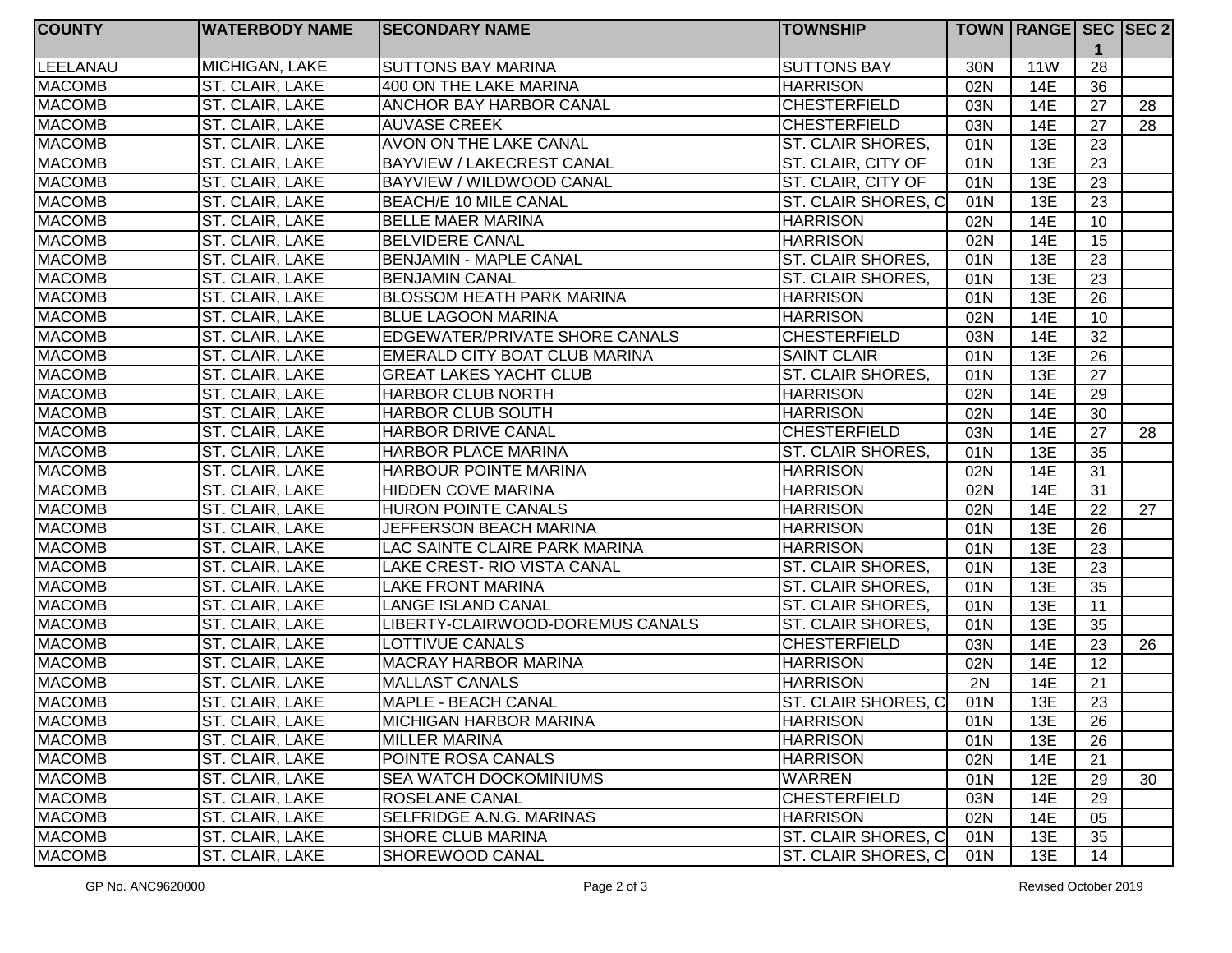| COUNTY | WATERBODY NAME | SECONDARY NAME | TOWNSHIP | TOWN | RANGE | SEC 1 | SEC 2 |
|---|---|---|---|---|---|---|---|
| LEELANAU | MICHIGAN, LAKE | SUTTONS BAY MARINA | SUTTONS BAY | 30N | 11W | 28 | |
| MACOMB | ST. CLAIR, LAKE | 400 ON THE LAKE MARINA | HARRISON | 02N | 14E | 36 | |
| MACOMB | ST. CLAIR, LAKE | ANCHOR BAY HARBOR CANAL | CHESTERFIELD | 03N | 14E | 27 | 28 |
| MACOMB | ST. CLAIR, LAKE | AUVASE CREEK | CHESTERFIELD | 03N | 14E | 27 | 28 |
| MACOMB | ST. CLAIR, LAKE | AVON ON THE LAKE CANAL | ST. CLAIR SHORES, | 01N | 13E | 23 | |
| MACOMB | ST. CLAIR, LAKE | BAYVIEW / LAKECREST CANAL | ST. CLAIR, CITY OF | 01N | 13E | 23 | |
| MACOMB | ST. CLAIR, LAKE | BAYVIEW / WILDWOOD CANAL | ST. CLAIR, CITY OF | 01N | 13E | 23 | |
| MACOMB | ST. CLAIR, LAKE | BEACH/E 10 MILE CANAL | ST. CLAIR SHORES, C | 01N | 13E | 23 | |
| MACOMB | ST. CLAIR, LAKE | BELLE MAER MARINA | HARRISON | 02N | 14E | 10 | |
| MACOMB | ST. CLAIR, LAKE | BELVIDERE CANAL | HARRISON | 02N | 14E | 15 | |
| MACOMB | ST. CLAIR, LAKE | BENJAMIN - MAPLE CANAL | ST. CLAIR SHORES, | 01N | 13E | 23 | |
| MACOMB | ST. CLAIR, LAKE | BENJAMIN CANAL | ST. CLAIR SHORES, | 01N | 13E | 23 | |
| MACOMB | ST. CLAIR, LAKE | BLOSSOM HEATH PARK MARINA | HARRISON | 01N | 13E | 26 | |
| MACOMB | ST. CLAIR, LAKE | BLUE LAGOON MARINA | HARRISON | 02N | 14E | 10 | |
| MACOMB | ST. CLAIR, LAKE | EDGEWATER/PRIVATE SHORE CANALS | CHESTERFIELD | 03N | 14E | 32 | |
| MACOMB | ST. CLAIR, LAKE | EMERALD CITY BOAT CLUB MARINA | SAINT CLAIR | 01N | 13E | 26 | |
| MACOMB | ST. CLAIR, LAKE | GREAT LAKES YACHT CLUB | ST. CLAIR SHORES, | 01N | 13E | 27 | |
| MACOMB | ST. CLAIR, LAKE | HARBOR CLUB NORTH | HARRISON | 02N | 14E | 29 | |
| MACOMB | ST. CLAIR, LAKE | HARBOR CLUB SOUTH | HARRISON | 02N | 14E | 30 | |
| MACOMB | ST. CLAIR, LAKE | HARBOR DRIVE CANAL | CHESTERFIELD | 03N | 14E | 27 | 28 |
| MACOMB | ST. CLAIR, LAKE | HARBOR PLACE MARINA | ST. CLAIR SHORES, | 01N | 13E | 35 | |
| MACOMB | ST. CLAIR, LAKE | HARBOUR POINTE MARINA | HARRISON | 02N | 14E | 31 | |
| MACOMB | ST. CLAIR, LAKE | HIDDEN COVE MARINA | HARRISON | 02N | 14E | 31 | |
| MACOMB | ST. CLAIR, LAKE | HURON POINTE CANALS | HARRISON | 02N | 14E | 22 | 27 |
| MACOMB | ST. CLAIR, LAKE | JEFFERSON BEACH MARINA | HARRISON | 01N | 13E | 26 | |
| MACOMB | ST. CLAIR, LAKE | LAC SAINTE CLAIRE PARK MARINA | HARRISON | 01N | 13E | 23 | |
| MACOMB | ST. CLAIR, LAKE | LAKE CREST- RIO VISTA CANAL | ST. CLAIR SHORES, | 01N | 13E | 23 | |
| MACOMB | ST. CLAIR, LAKE | LAKE FRONT MARINA | ST. CLAIR SHORES, | 01N | 13E | 35 | |
| MACOMB | ST. CLAIR, LAKE | LANGE ISLAND CANAL | ST. CLAIR SHORES, | 01N | 13E | 11 | |
| MACOMB | ST. CLAIR, LAKE | LIBERTY-CLAIRWOOD-DOREMUS CANALS | ST. CLAIR SHORES, | 01N | 13E | 35 | |
| MACOMB | ST. CLAIR, LAKE | LOTTIVUE CANALS | CHESTERFIELD | 03N | 14E | 23 | 26 |
| MACOMB | ST. CLAIR, LAKE | MACRAY HARBOR MARINA | HARRISON | 02N | 14E | 12 | |
| MACOMB | ST. CLAIR, LAKE | MALLAST CANALS | HARRISON | 2N | 14E | 21 | |
| MACOMB | ST. CLAIR, LAKE | MAPLE - BEACH CANAL | ST. CLAIR SHORES, C | 01N | 13E | 23 | |
| MACOMB | ST. CLAIR, LAKE | MICHIGAN HARBOR MARINA | HARRISON | 01N | 13E | 26 | |
| MACOMB | ST. CLAIR, LAKE | MILLER MARINA | HARRISON | 01N | 13E | 26 | |
| MACOMB | ST. CLAIR, LAKE | POINTE ROSA CANALS | HARRISON | 02N | 14E | 21 | |
| MACOMB | ST. CLAIR, LAKE | SEA WATCH DOCKOMINIUMS | WARREN | 01N | 12E | 29 | 30 |
| MACOMB | ST. CLAIR, LAKE | ROSELANE CANAL | CHESTERFIELD | 03N | 14E | 29 | |
| MACOMB | ST. CLAIR, LAKE | SELFRIDGE A.N.G. MARINAS | HARRISON | 02N | 14E | 05 | |
| MACOMB | ST. CLAIR, LAKE | SHORE CLUB MARINA | ST. CLAIR SHORES, C | 01N | 13E | 35 | |
| MACOMB | ST. CLAIR, LAKE | SHOREWOOD CANAL | ST. CLAIR SHORES, C | 01N | 13E | 14 | |

GP No. ANC9620000

Revised October 2019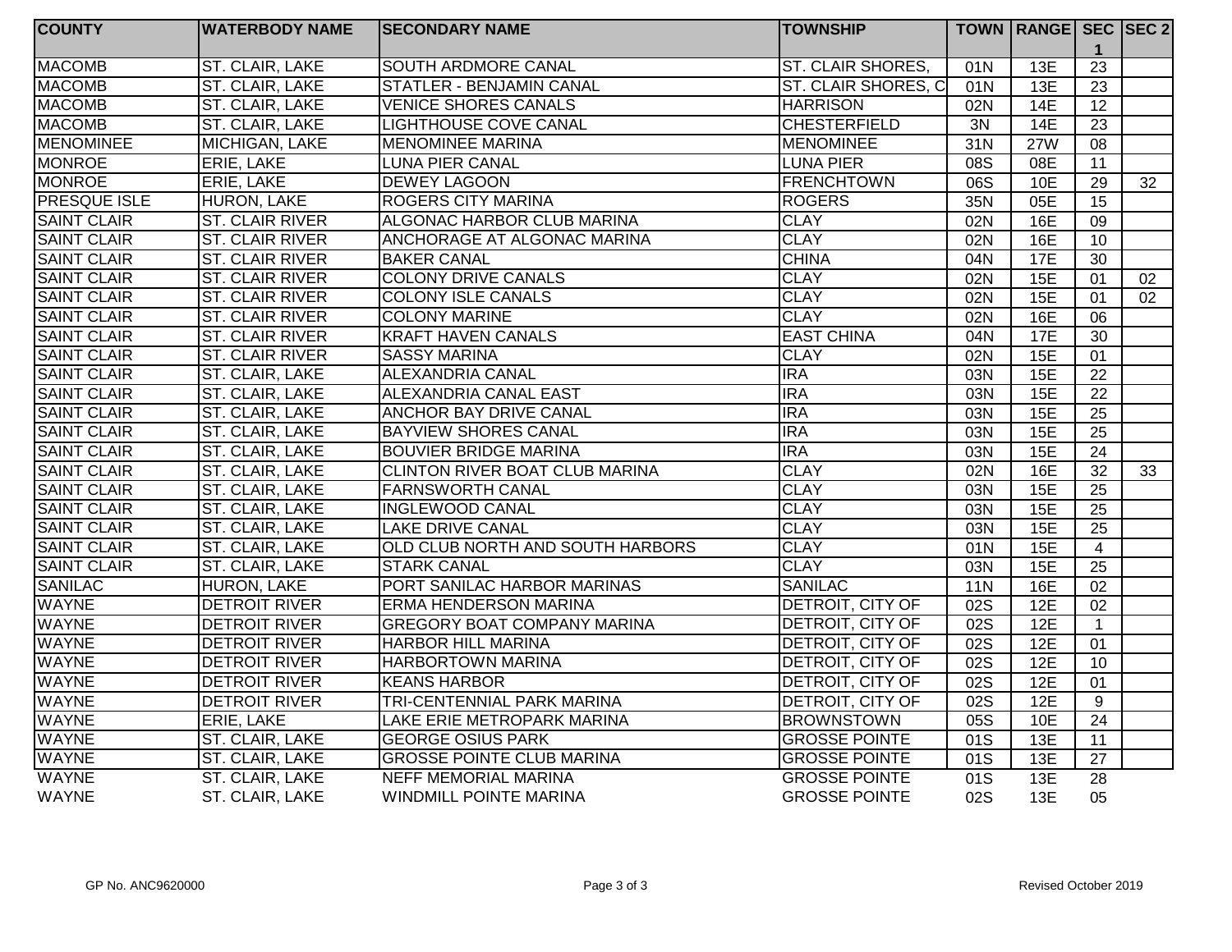| COUNTY | WATERBODY NAME | SECONDARY NAME | TOWNSHIP | TOWN | RANGE | SEC 1 | SEC 2 |
|---|---|---|---|---|---|---|---|
| MACOMB | ST. CLAIR, LAKE | SOUTH ARDMORE CANAL | ST. CLAIR SHORES, | 01N | 13E | 23 | |
| MACOMB | ST. CLAIR, LAKE | STATLER - BENJAMIN CANAL | ST. CLAIR SHORES, C | 01N | 13E | 23 | |
| MACOMB | ST. CLAIR, LAKE | VENICE SHORES CANALS | HARRISON | 02N | 14E | 12 | |
| MACOMB | ST. CLAIR, LAKE | LIGHTHOUSE COVE CANAL | CHESTERFIELD | 3N | 14E | 23 | |
| MENOMINEE | MICHIGAN, LAKE | MENOMINEE MARINA | MENOMINEE | 31N | 27W | 08 | |
| MONROE | ERIE, LAKE | LUNA PIER CANAL | LUNA PIER | 08S | 08E | 11 | |
| MONROE | ERIE, LAKE | DEWEY LAGOON | FRENCHTOWN | 06S | 10E | 29 | 32 |
| PRESQUE ISLE | HURON, LAKE | ROGERS CITY MARINA | ROGERS | 35N | 05E | 15 | |
| SAINT CLAIR | ST. CLAIR RIVER | ALGONAC HARBOR CLUB MARINA | CLAY | 02N | 16E | 09 | |
| SAINT CLAIR | ST. CLAIR RIVER | ANCHORAGE AT ALGONAC MARINA | CLAY | 02N | 16E | 10 | |
| SAINT CLAIR | ST. CLAIR RIVER | BAKER CANAL | CHINA | 04N | 17E | 30 | |
| SAINT CLAIR | ST. CLAIR RIVER | COLONY DRIVE CANALS | CLAY | 02N | 15E | 01 | 02 |
| SAINT CLAIR | ST. CLAIR RIVER | COLONY ISLE CANALS | CLAY | 02N | 15E | 01 | 02 |
| SAINT CLAIR | ST. CLAIR RIVER | COLONY MARINE | CLAY | 02N | 16E | 06 | |
| SAINT CLAIR | ST. CLAIR RIVER | KRAFT HAVEN CANALS | EAST CHINA | 04N | 17E | 30 | |
| SAINT CLAIR | ST. CLAIR RIVER | SASSY MARINA | CLAY | 02N | 15E | 01 | |
| SAINT CLAIR | ST. CLAIR, LAKE | ALEXANDRIA CANAL | IRA | 03N | 15E | 22 | |
| SAINT CLAIR | ST. CLAIR, LAKE | ALEXANDRIA CANAL EAST | IRA | 03N | 15E | 22 | |
| SAINT CLAIR | ST. CLAIR, LAKE | ANCHOR BAY DRIVE CANAL | IRA | 03N | 15E | 25 | |
| SAINT CLAIR | ST. CLAIR, LAKE | BAYVIEW SHORES CANAL | IRA | 03N | 15E | 25 | |
| SAINT CLAIR | ST. CLAIR, LAKE | BOUVIER BRIDGE MARINA | IRA | 03N | 15E | 24 | |
| SAINT CLAIR | ST. CLAIR, LAKE | CLINTON RIVER BOAT CLUB MARINA | CLAY | 02N | 16E | 32 | 33 |
| SAINT CLAIR | ST. CLAIR, LAKE | FARNSWORTH CANAL | CLAY | 03N | 15E | 25 | |
| SAINT CLAIR | ST. CLAIR, LAKE | INGLEWOOD CANAL | CLAY | 03N | 15E | 25 | |
| SAINT CLAIR | ST. CLAIR, LAKE | LAKE DRIVE CANAL | CLAY | 03N | 15E | 25 | |
| SAINT CLAIR | ST. CLAIR, LAKE | OLD CLUB NORTH AND SOUTH HARBORS | CLAY | 01N | 15E | 4 | |
| SAINT CLAIR | ST. CLAIR, LAKE | STARK CANAL | CLAY | 03N | 15E | 25 | |
| SANILAC | HURON, LAKE | PORT SANILAC HARBOR MARINAS | SANILAC | 11N | 16E | 02 | |
| WAYNE | DETROIT RIVER | ERMA HENDERSON MARINA | DETROIT, CITY OF | 02S | 12E | 02 | |
| WAYNE | DETROIT RIVER | GREGORY BOAT COMPANY MARINA | DETROIT, CITY OF | 02S | 12E | 1 | |
| WAYNE | DETROIT RIVER | HARBOR HILL MARINA | DETROIT, CITY OF | 02S | 12E | 01 | |
| WAYNE | DETROIT RIVER | HARBORTOWN MARINA | DETROIT, CITY OF | 02S | 12E | 10 | |
| WAYNE | DETROIT RIVER | KEANS HARBOR | DETROIT, CITY OF | 02S | 12E | 01 | |
| WAYNE | DETROIT RIVER | TRI-CENTENNIAL PARK MARINA | DETROIT, CITY OF | 02S | 12E | 9 | |
| WAYNE | ERIE, LAKE | LAKE ERIE METROPARK MARINA | BROWNSTOWN | 05S | 10E | 24 | |
| WAYNE | ST. CLAIR, LAKE | GEORGE OSIUS PARK | GROSSE POINTE | 01S | 13E | 11 | |
| WAYNE | ST. CLAIR, LAKE | GROSSE POINTE CLUB MARINA | GROSSE POINTE | 01S | 13E | 27 | |
| WAYNE | ST. CLAIR, LAKE | NEFF MEMORIAL MARINA | GROSSE POINTE | 01S | 13E | 28 | |
| WAYNE | ST. CLAIR, LAKE | WINDMILL POINTE MARINA | GROSSE POINTE | 02S | 13E | 05 | |

GP No. ANC9620000

Revised October 2019